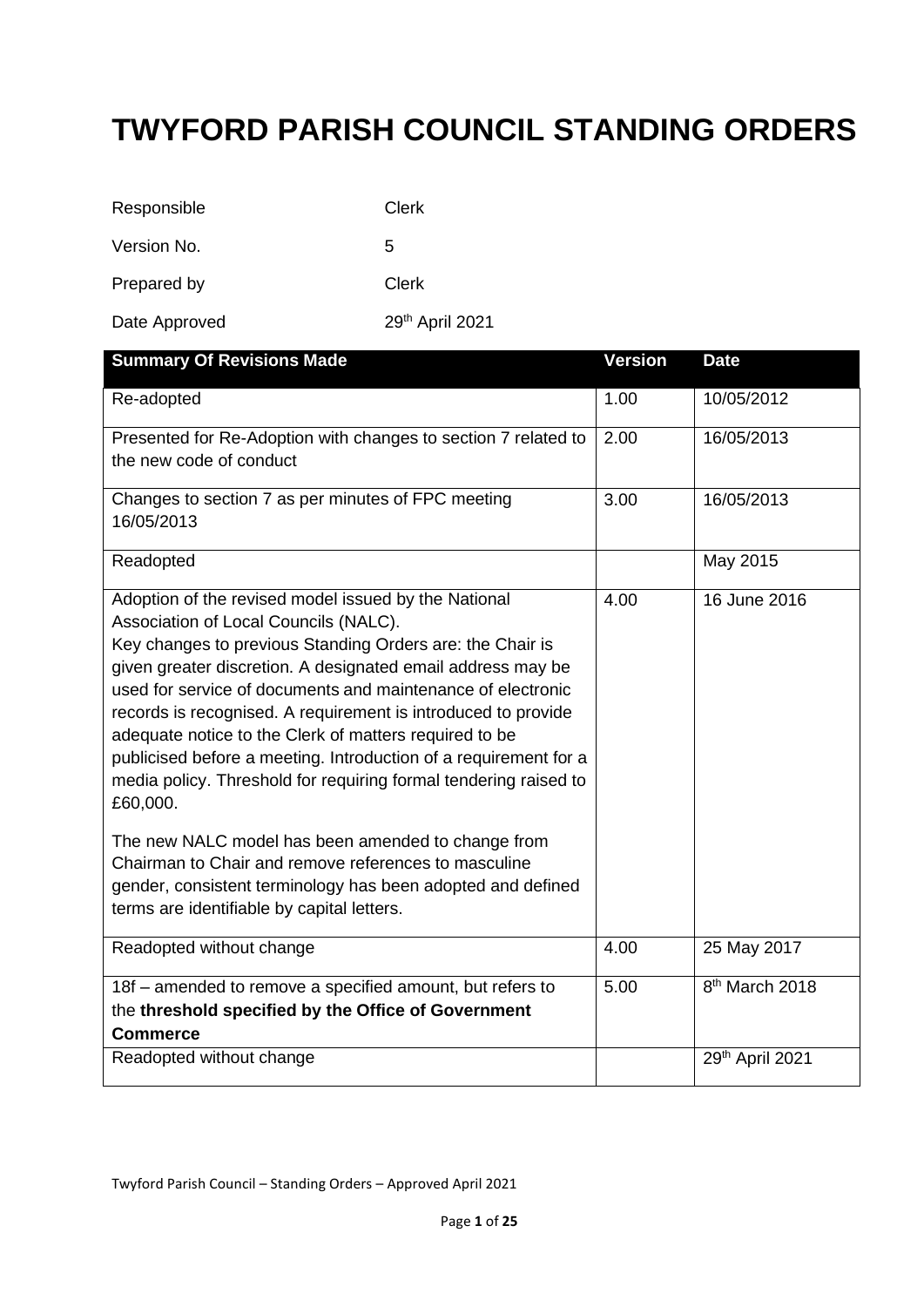# TWYFORD PARISH COUNCIL STANDING ORDERS

| | |
|---|---|
| Responsible | Clerk |
| Version No. | 5 |
| Prepared by | Clerk |
| Date Approved | 29th April 2021 |

| Summary Of Revisions Made | Version | Date |
|---|---|---|
| Re-adopted | 1.00 | 10/05/2012 |
| Presented for Re-Adoption with changes to section 7 related to the new code of conduct | 2.00 | 16/05/2013 |
| Changes to section 7 as per minutes of FPC meeting 16/05/2013 | 3.00 | 16/05/2013 |
| Readopted | | May 2015 |
| Adoption of the revised model issued by the National Association of Local Councils (NALC). Key changes to previous Standing Orders are: the Chair is given greater discretion. A designated email address may be used for service of documents and maintenance of electronic records is recognised. A requirement is introduced to provide adequate notice to the Clerk of matters required to be publicised before a meeting. Introduction of a requirement for a media policy. Threshold for requiring formal tendering raised to £60,000. The new NALC model has been amended to change from Chairman to Chair and remove references to masculine gender, consistent terminology has been adopted and defined terms are identifiable by capital letters. | 4.00 | 16 June 2016 |
| Readopted without change | 4.00 | 25 May 2017 |
| 18f – amended to remove a specified amount, but refers to the **threshold specified by the Office of Government Commerce** | 5.00 | 8th March 2018 |
| Readopted without change | | 29th April 2021 |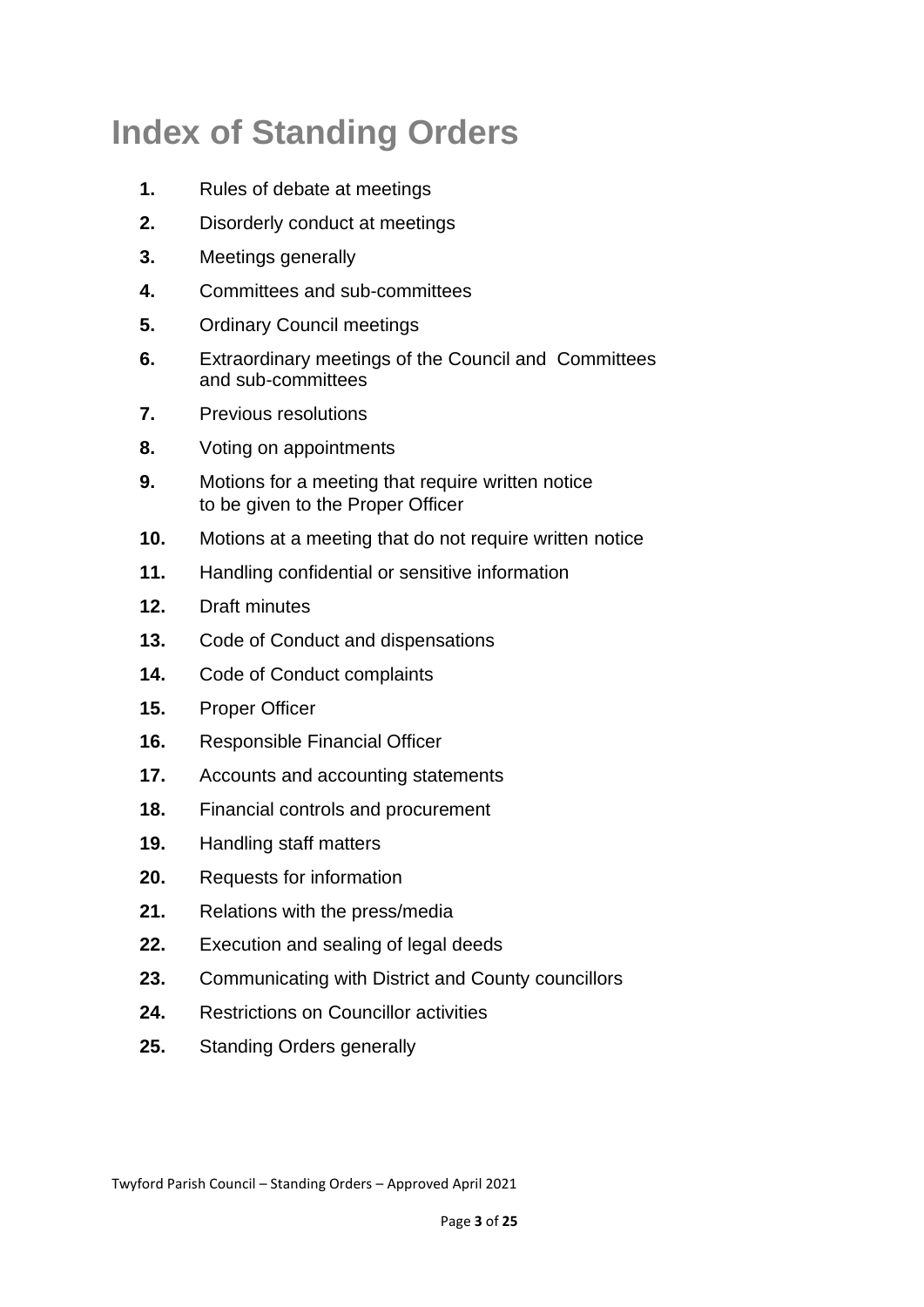# Index of Standing Orders

1. Rules of debate at meetings
2. Disorderly conduct at meetings
3. Meetings generally
4. Committees and sub-committees
5. Ordinary Council meetings
6. Extraordinary meetings of the Council and Committees and sub-committees
7. Previous resolutions
8. Voting on appointments
9. Motions for a meeting that require written notice to be given to the Proper Officer
10. Motions at a meeting that do not require written notice
11. Handling confidential or sensitive information
12. Draft minutes
13. Code of Conduct and dispensations
14. Code of Conduct complaints
15. Proper Officer
16. Responsible Financial Officer
17. Accounts and accounting statements
18. Financial controls and procurement
19. Handling staff matters
20. Requests for information
21. Relations with the press/media
22. Execution and sealing of legal deeds
23. Communicating with District and County councillors
24. Restrictions on Councillor activities
25. Standing Orders generally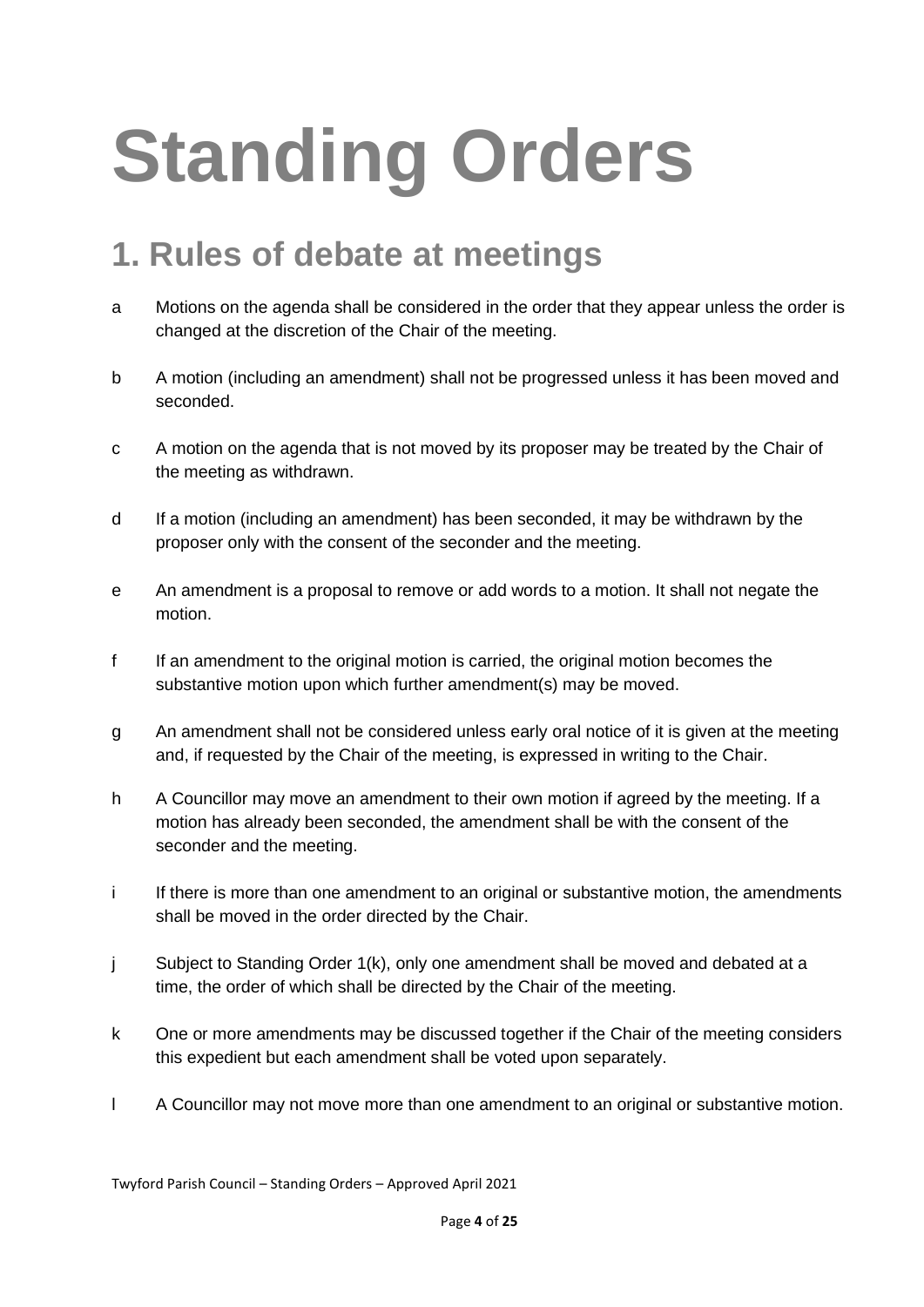# Standing Orders

## 1. Rules of debate at meetings

a Motions on the agenda shall be considered in the order that they appear unless the order is changed at the discretion of the Chair of the meeting.

b A motion (including an amendment) shall not be progressed unless it has been moved and seconded.

c A motion on the agenda that is not moved by its proposer may be treated by the Chair of the meeting as withdrawn.

d If a motion (including an amendment) has been seconded, it may be withdrawn by the proposer only with the consent of the seconder and the meeting.

e An amendment is a proposal to remove or add words to a motion. It shall not negate the motion.

f If an amendment to the original motion is carried, the original motion becomes the substantive motion upon which further amendment(s) may be moved.

g An amendment shall not be considered unless early oral notice of it is given at the meeting and, if requested by the Chair of the meeting, is expressed in writing to the Chair.

h A Councillor may move an amendment to their own motion if agreed by the meeting. If a motion has already been seconded, the amendment shall be with the consent of the seconder and the meeting.

i If there is more than one amendment to an original or substantive motion, the amendments shall be moved in the order directed by the Chair.

j Subject to Standing Order 1(k), only one amendment shall be moved and debated at a time, the order of which shall be directed by the Chair of the meeting.

k One or more amendments may be discussed together if the Chair of the meeting considers this expedient but each amendment shall be voted upon separately.

l A Councillor may not move more than one amendment to an original or substantive motion.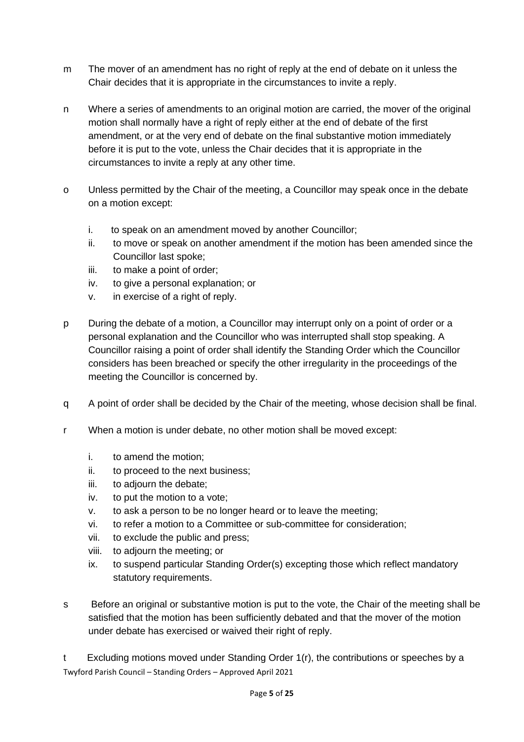m The mover of an amendment has no right of reply at the end of debate on it unless the Chair decides that it is appropriate in the circumstances to invite a reply.

n Where a series of amendments to an original motion are carried, the mover of the original motion shall normally have a right of reply either at the end of debate of the first amendment, or at the very end of debate on the final substantive motion immediately before it is put to the vote, unless the Chair decides that it is appropriate in the circumstances to invite a reply at any other time.

o Unless permitted by the Chair of the meeting, a Councillor may speak once in the debate on a motion except:

  i. to speak on an amendment moved by another Councillor;
  ii. to move or speak on another amendment if the motion has been amended since the Councillor last spoke;
  iii. to make a point of order;
  iv. to give a personal explanation; or
  v. in exercise of a right of reply.

p During the debate of a motion, a Councillor may interrupt only on a point of order or a personal explanation and the Councillor who was interrupted shall stop speaking. A Councillor raising a point of order shall identify the Standing Order which the Councillor considers has been breached or specify the other irregularity in the proceedings of the meeting the Councillor is concerned by.

q A point of order shall be decided by the Chair of the meeting, whose decision shall be final.

r When a motion is under debate, no other motion shall be moved except:

  i. to amend the motion;
  ii. to proceed to the next business;
  iii. to adjourn the debate;
  iv. to put the motion to a vote;
  v. to ask a person to be no longer heard or to leave the meeting;
  vi. to refer a motion to a Committee or sub-committee for consideration;
  vii. to exclude the public and press;
  viii. to adjourn the meeting; or
  ix. to suspend particular Standing Order(s) excepting those which reflect mandatory statutory requirements.

s Before an original or substantive motion is put to the vote, the Chair of the meeting shall be satisfied that the motion has been sufficiently debated and that the mover of the motion under debate has exercised or waived their right of reply.

t Excluding motions moved under Standing Order 1(r), the contributions or speeches by a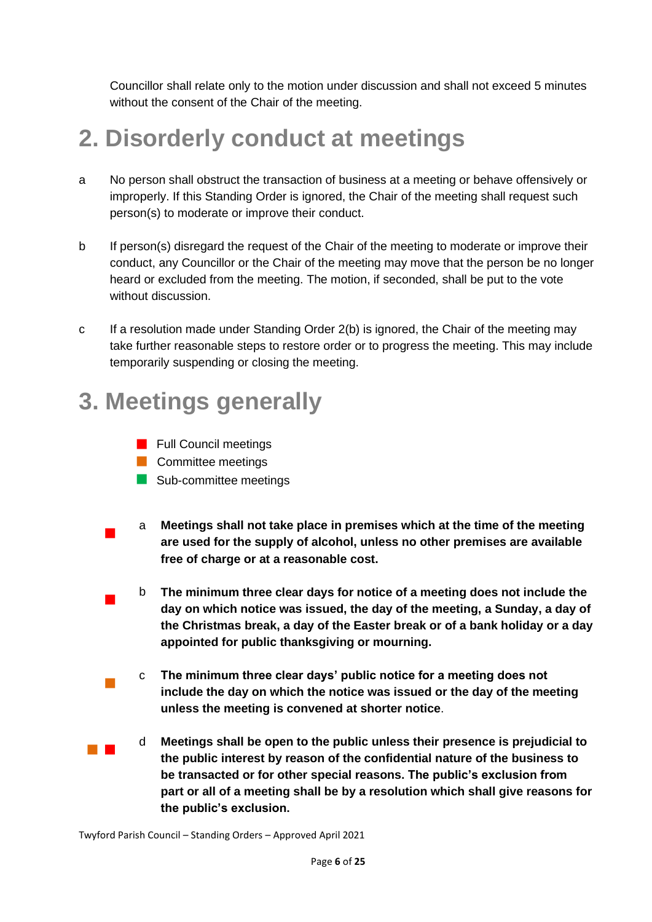Councillor shall relate only to the motion under discussion and shall not exceed 5 minutes without the consent of the Chair of the meeting.

# 2. Disorderly conduct at meetings

a No person shall obstruct the transaction of business at a meeting or behave offensively or improperly. If this Standing Order is ignored, the Chair of the meeting shall request such person(s) to moderate or improve their conduct.

b If person(s) disregard the request of the Chair of the meeting to moderate or improve their conduct, any Councillor or the Chair of the meeting may move that the person be no longer heard or excluded from the meeting. The motion, if seconded, shall be put to the vote without discussion.

c If a resolution made under Standing Order 2(b) is ignored, the Chair of the meeting may take further reasonable steps to restore order or to progress the meeting. This may include temporarily suspending or closing the meeting.

# 3. Meetings generally

- ■ (red) Full Council meetings
- ■ (orange) Committee meetings
- ■ (green) Sub-committee meetings

■ (red) a **Meetings shall not take place in premises which at the time of the meeting are used for the supply of alcohol, unless no other premises are available free of charge or at a reasonable cost.**

■ (red) b **The minimum three clear days for notice of a meeting does not include the day on which notice was issued, the day of the meeting, a Sunday, a day of the Christmas break, a day of the Easter break or of a bank holiday or a day appointed for public thanksgiving or mourning.**

■ (orange) c **The minimum three clear days' public notice for a meeting does not include the day on which the notice was issued or the day of the meeting unless the meeting is convened at shorter notice**.

■ (orange) ■ (red) d **Meetings shall be open to the public unless their presence is prejudicial to the public interest by reason of the confidential nature of the business to be transacted or for other special reasons. The public's exclusion from part or all of a meeting shall be by a resolution which shall give reasons for the public's exclusion.**

Twyford Parish Council – Standing Orders – Approved April 2021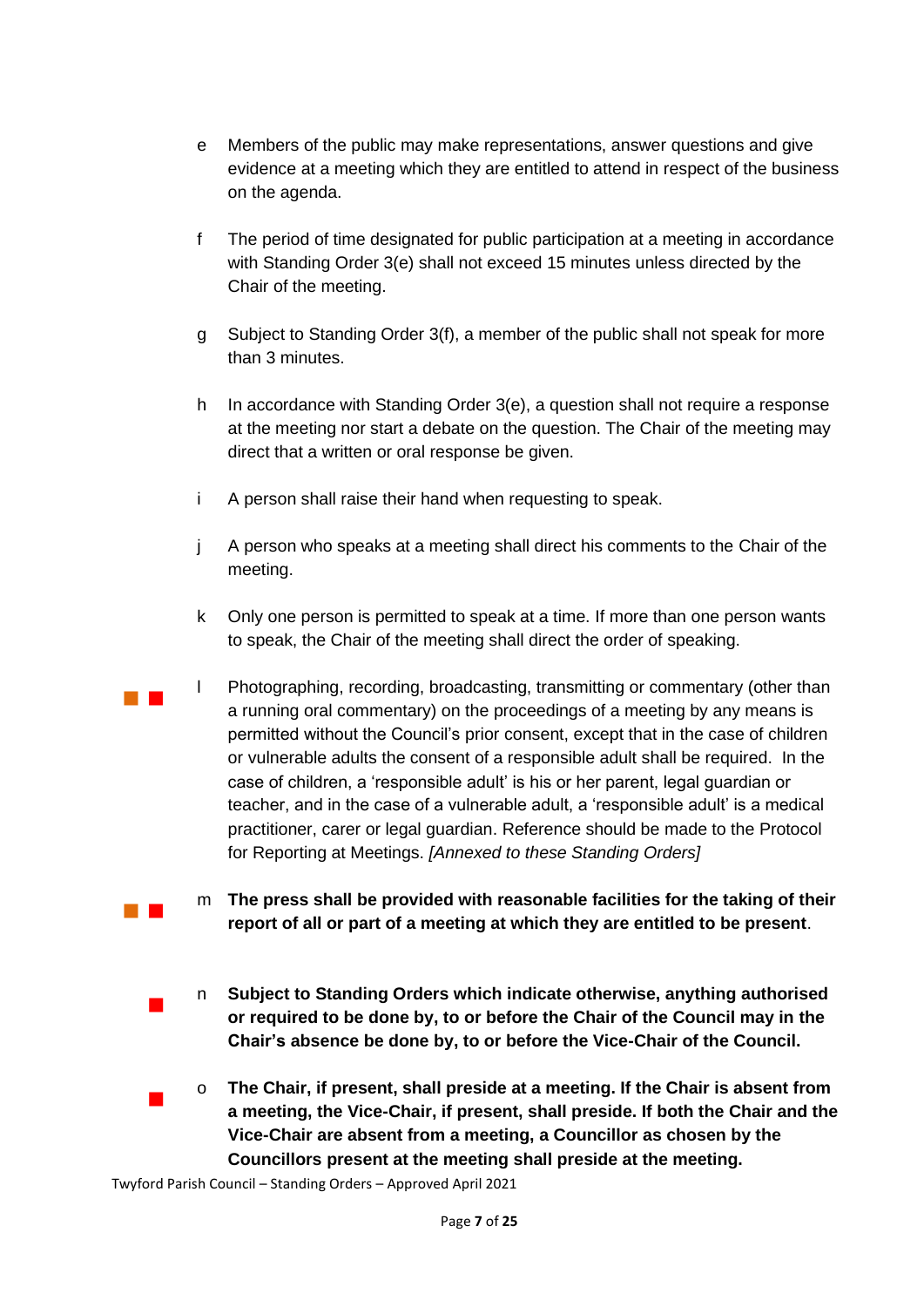e Members of the public may make representations, answer questions and give evidence at a meeting which they are entitled to attend in respect of the business on the agenda.

f The period of time designated for public participation at a meeting in accordance with Standing Order 3(e) shall not exceed 15 minutes unless directed by the Chair of the meeting.

g Subject to Standing Order 3(f), a member of the public shall not speak for more than 3 minutes.

h In accordance with Standing Order 3(e), a question shall not require a response at the meeting nor start a debate on the question. The Chair of the meeting may direct that a written or oral response be given.

i A person shall raise their hand when requesting to speak.

j A person who speaks at a meeting shall direct his comments to the Chair of the meeting.

k Only one person is permitted to speak at a time. If more than one person wants to speak, the Chair of the meeting shall direct the order of speaking.

l Photographing, recording, broadcasting, transmitting or commentary (other than a running oral commentary) on the proceedings of a meeting by any means is permitted without the Council's prior consent, except that in the case of children or vulnerable adults the consent of a responsible adult shall be required. In the case of children, a 'responsible adult' is his or her parent, legal guardian or teacher, and in the case of a vulnerable adult, a 'responsible adult' is a medical practitioner, carer or legal guardian. Reference should be made to the Protocol for Reporting at Meetings. *[Annexed to these Standing Orders]*

m **The press shall be provided with reasonable facilities for the taking of their report of all or part of a meeting at which they are entitled to be present**.

n **Subject to Standing Orders which indicate otherwise, anything authorised or required to be done by, to or before the Chair of the Council may in the Chair's absence be done by, to or before the Vice-Chair of the Council.**

o **The Chair, if present, shall preside at a meeting. If the Chair is absent from a meeting, the Vice-Chair, if present, shall preside. If both the Chair and the Vice-Chair are absent from a meeting, a Councillor as chosen by the Councillors present at the meeting shall preside at the meeting.**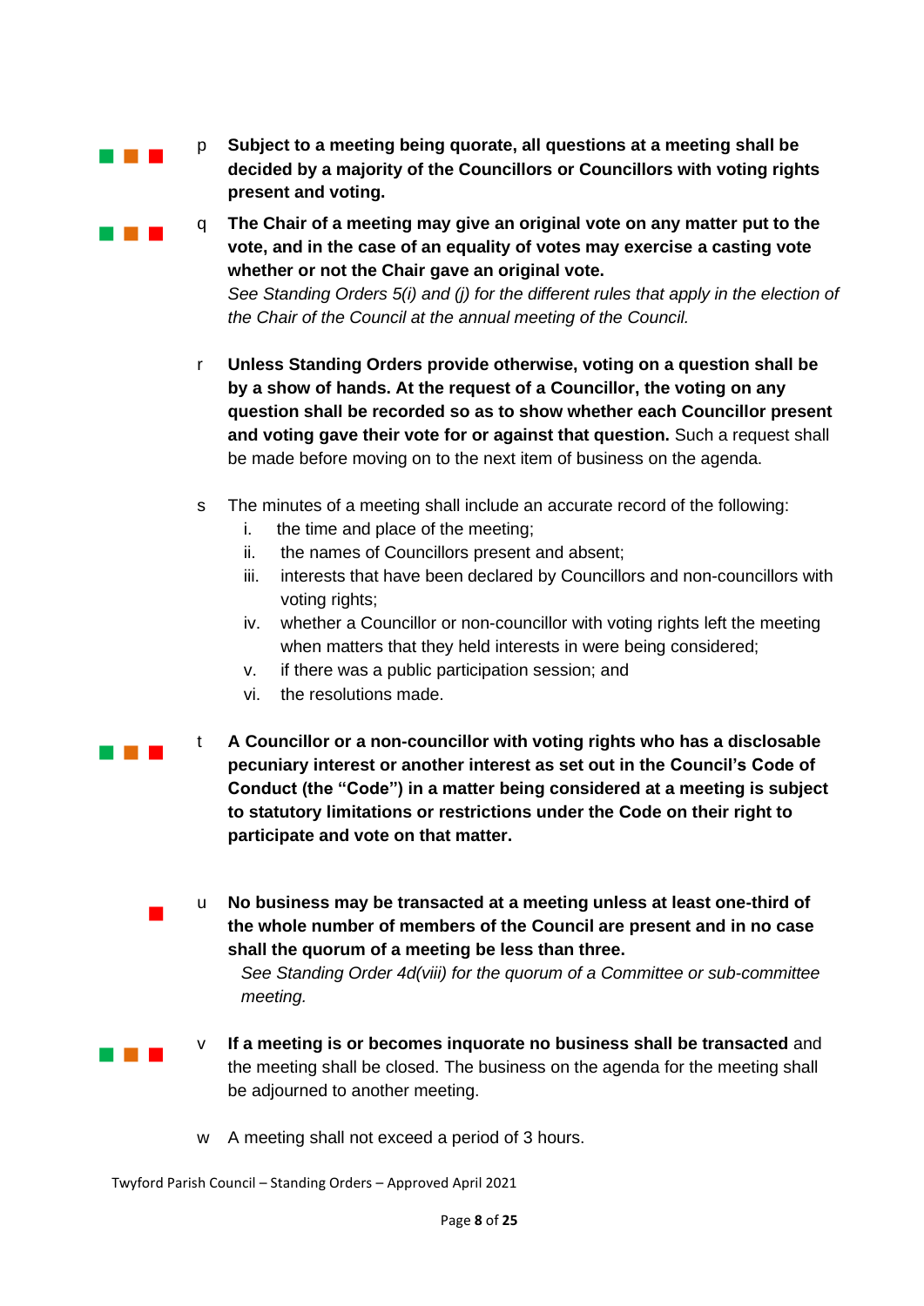p **Subject to a meeting being quorate, all questions at a meeting shall be decided by a majority of the Councillors or Councillors with voting rights present and voting.**

q **The Chair of a meeting may give an original vote on any matter put to the vote, and in the case of an equality of votes may exercise a casting vote whether or not the Chair gave an original vote.**
*See Standing Orders 5(i) and (j) for the different rules that apply in the election of the Chair of the Council at the annual meeting of the Council.*

r **Unless Standing Orders provide otherwise, voting on a question shall be by a show of hands. At the request of a Councillor, the voting on any question shall be recorded so as to show whether each Councillor present and voting gave their vote for or against that question.** Such a request shall be made before moving on to the next item of business on the agenda.

s The minutes of a meeting shall include an accurate record of the following:

i. the time and place of the meeting;
ii. the names of Councillors present and absent;
iii. interests that have been declared by Councillors and non-councillors with voting rights;
iv. whether a Councillor or non-councillor with voting rights left the meeting when matters that they held interests in were being considered;
v. if there was a public participation session; and
vi. the resolutions made.

t **A Councillor or a non-councillor with voting rights who has a disclosable pecuniary interest or another interest as set out in the Council's Code of Conduct (the "Code") in a matter being considered at a meeting is subject to statutory limitations or restrictions under the Code on their right to participate and vote on that matter.**

u **No business may be transacted at a meeting unless at least one-third of the whole number of members of the Council are present and in no case shall the quorum of a meeting be less than three.**
*See Standing Order 4d(viii) for the quorum of a Committee or sub-committee meeting.*

v **If a meeting is or becomes inquorate no business shall be transacted** and the meeting shall be closed. The business on the agenda for the meeting shall be adjourned to another meeting.

w A meeting shall not exceed a period of 3 hours.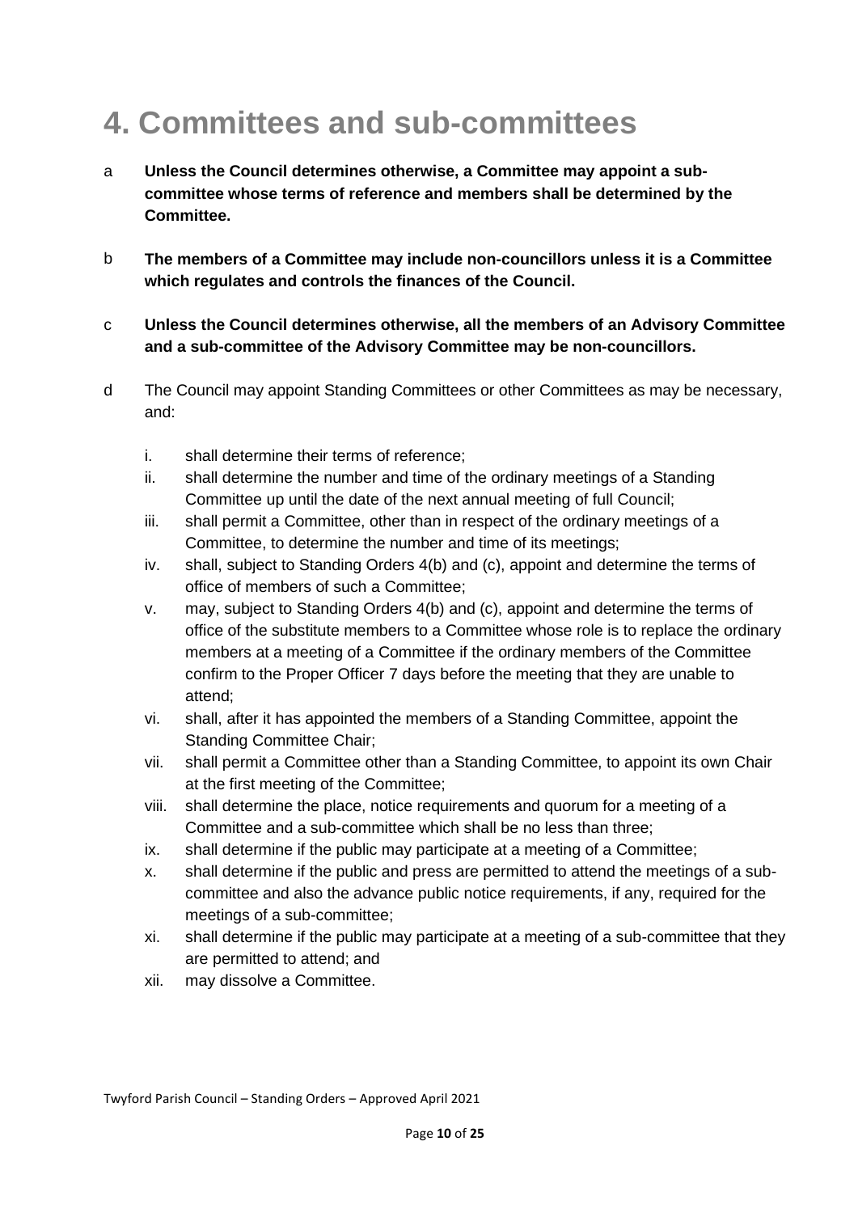# 4. Committees and sub-committees

a **Unless the Council determines otherwise, a Committee may appoint a sub-committee whose terms of reference and members shall be determined by the Committee.**

b **The members of a Committee may include non-councillors unless it is a Committee which regulates and controls the finances of the Council.**

c **Unless the Council determines otherwise, all the members of an Advisory Committee and a sub-committee of the Advisory Committee may be non-councillors.**

d The Council may appoint Standing Committees or other Committees as may be necessary, and:

   i. shall determine their terms of reference;
   ii. shall determine the number and time of the ordinary meetings of a Standing Committee up until the date of the next annual meeting of full Council;
   iii. shall permit a Committee, other than in respect of the ordinary meetings of a Committee, to determine the number and time of its meetings;
   iv. shall, subject to Standing Orders 4(b) and (c), appoint and determine the terms of office of members of such a Committee;
   v. may, subject to Standing Orders 4(b) and (c), appoint and determine the terms of office of the substitute members to a Committee whose role is to replace the ordinary members at a meeting of a Committee if the ordinary members of the Committee confirm to the Proper Officer 7 days before the meeting that they are unable to attend;
   vi. shall, after it has appointed the members of a Standing Committee, appoint the Standing Committee Chair;
   vii. shall permit a Committee other than a Standing Committee, to appoint its own Chair at the first meeting of the Committee;
   viii. shall determine the place, notice requirements and quorum for a meeting of a Committee and a sub-committee which shall be no less than three;
   ix. shall determine if the public may participate at a meeting of a Committee;
   x. shall determine if the public and press are permitted to attend the meetings of a sub-committee and also the advance public notice requirements, if any, required for the meetings of a sub-committee;
   xi. shall determine if the public may participate at a meeting of a sub-committee that they are permitted to attend; and
   xii. may dissolve a Committee.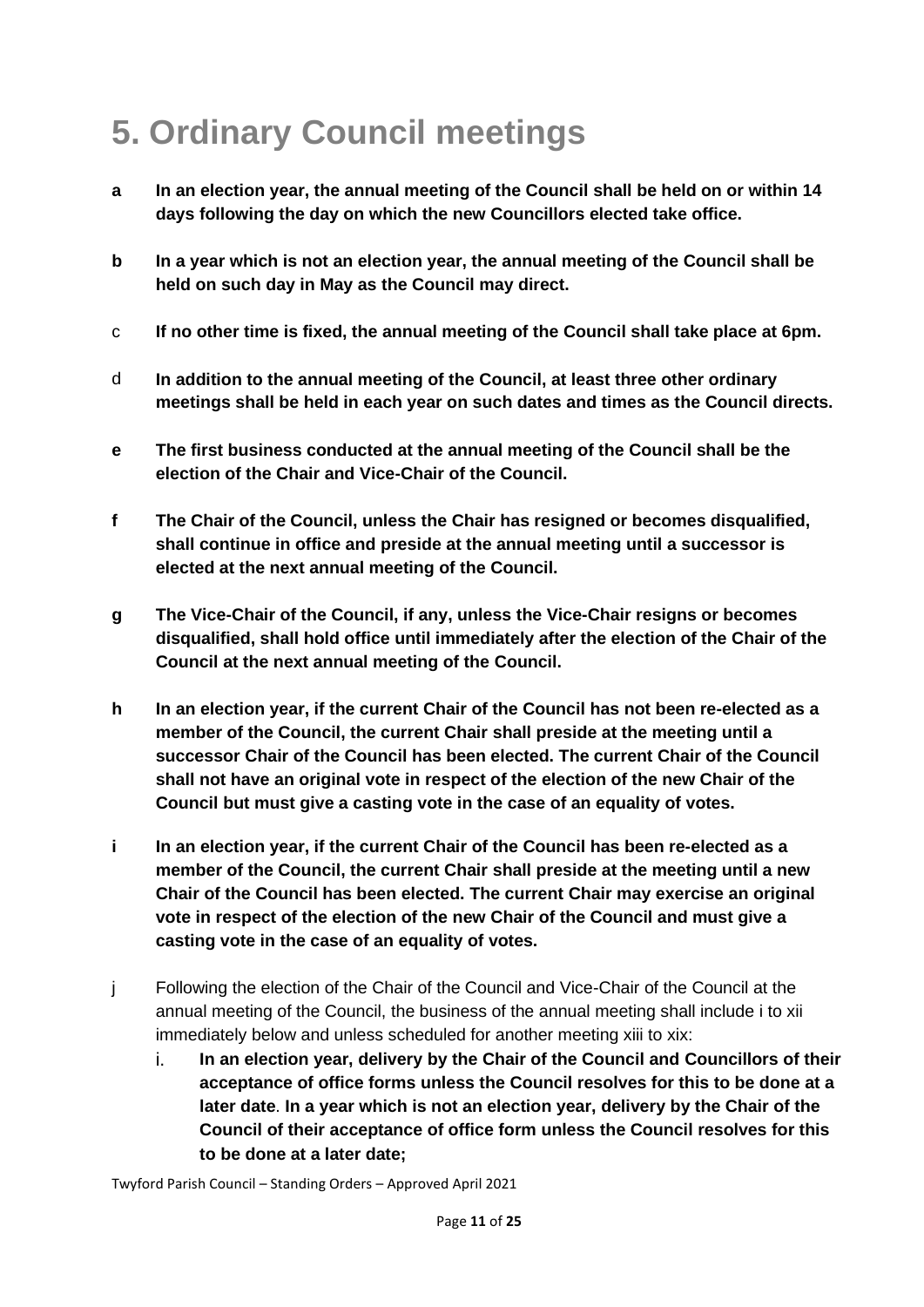# 5. Ordinary Council meetings

- **a** **In an election year, the annual meeting of the Council shall be held on or within 14 days following the day on which the new Councillors elected take office.**

- **b** **In a year which is not an election year, the annual meeting of the Council shall be held on such day in May as the Council may direct.**

- c **If no other time is fixed, the annual meeting of the Council shall take place at 6pm.**

- d **In addition to the annual meeting of the Council, at least three other ordinary meetings shall be held in each year on such dates and times as the Council directs.**

- **e** **The first business conducted at the annual meeting of the Council shall be the election of the Chair and Vice-Chair of the Council.**

- **f** **The Chair of the Council, unless the Chair has resigned or becomes disqualified, shall continue in office and preside at the annual meeting until a successor is elected at the next annual meeting of the Council.**

- **g** **The Vice-Chair of the Council, if any, unless the Vice-Chair resigns or becomes disqualified, shall hold office until immediately after the election of the Chair of the Council at the next annual meeting of the Council.**

- **h** **In an election year, if the current Chair of the Council has not been re-elected as a member of the Council, the current Chair shall preside at the meeting until a successor Chair of the Council has been elected. The current Chair of the Council shall not have an original vote in respect of the election of the new Chair of the Council but must give a casting vote in the case of an equality of votes.**

- **i** **In an election year, if the current Chair of the Council has been re-elected as a member of the Council, the current Chair shall preside at the meeting until a new Chair of the Council has been elected. The current Chair may exercise an original vote in respect of the election of the new Chair of the Council and must give a casting vote in the case of an equality of votes.**

- j Following the election of the Chair of the Council and Vice-Chair of the Council at the annual meeting of the Council, the business of the annual meeting shall include i to xii immediately below and unless scheduled for another meeting xiii to xix:
  - i. **In an election year, delivery by the Chair of the Council and Councillors of their acceptance of office forms unless the Council resolves for this to be done at a later date**. **In a year which is not an election year, delivery by the Chair of the Council of their acceptance of office form unless the Council resolves for this to be done at a later date;**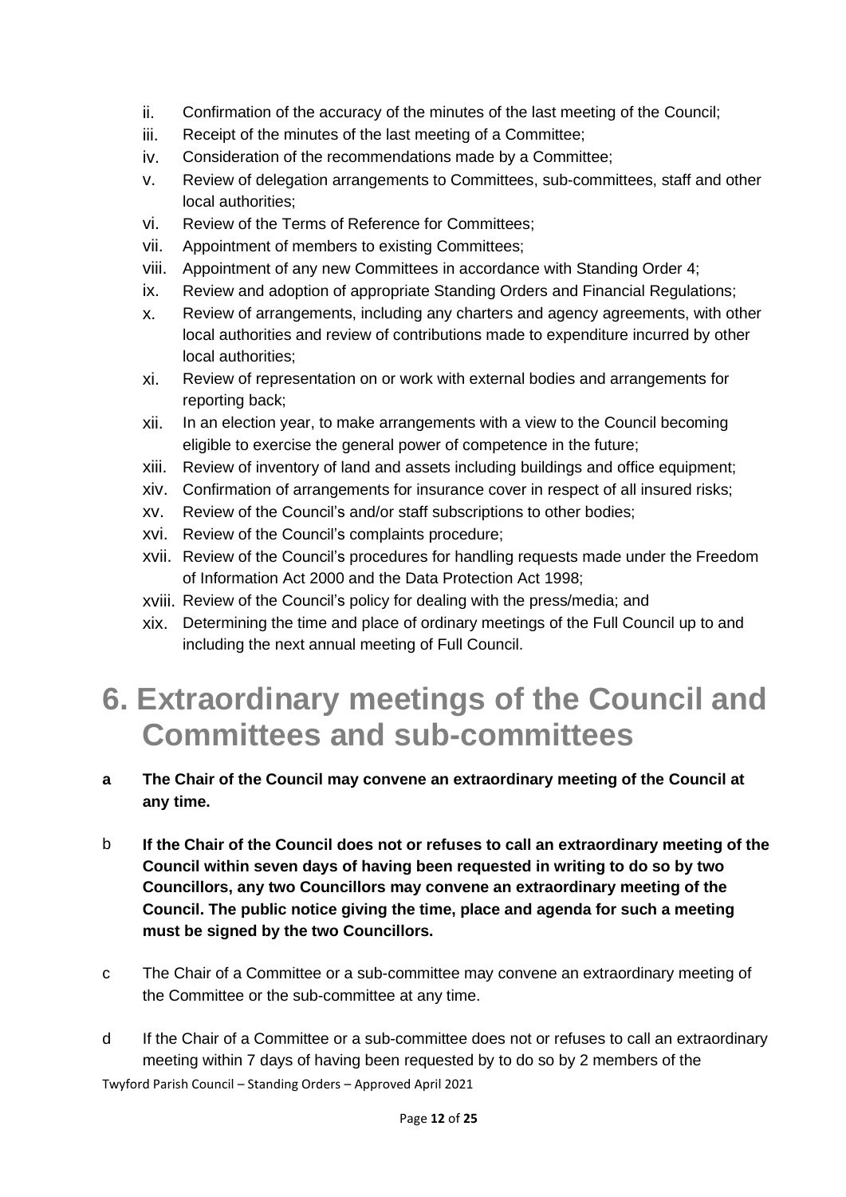ii. Confirmation of the accuracy of the minutes of the last meeting of the Council;
iii. Receipt of the minutes of the last meeting of a Committee;
iv. Consideration of the recommendations made by a Committee;
v. Review of delegation arrangements to Committees, sub-committees, staff and other local authorities;
vi. Review of the Terms of Reference for Committees;
vii. Appointment of members to existing Committees;
viii. Appointment of any new Committees in accordance with Standing Order 4;
ix. Review and adoption of appropriate Standing Orders and Financial Regulations;
x. Review of arrangements, including any charters and agency agreements, with other local authorities and review of contributions made to expenditure incurred by other local authorities;
xi. Review of representation on or work with external bodies and arrangements for reporting back;
xii. In an election year, to make arrangements with a view to the Council becoming eligible to exercise the general power of competence in the future;
xiii. Review of inventory of land and assets including buildings and office equipment;
xiv. Confirmation of arrangements for insurance cover in respect of all insured risks;
xv. Review of the Council's and/or staff subscriptions to other bodies;
xvi. Review of the Council's complaints procedure;
xvii. Review of the Council's procedures for handling requests made under the Freedom of Information Act 2000 and the Data Protection Act 1998;
xviii. Review of the Council's policy for dealing with the press/media; and
xix. Determining the time and place of ordinary meetings of the Full Council up to and including the next annual meeting of Full Council.

# 6. Extraordinary meetings of the Council and Committees and sub-committees

a **The Chair of the Council may convene an extraordinary meeting of the Council at any time.**

b **If the Chair of the Council does not or refuses to call an extraordinary meeting of the Council within seven days of having been requested in writing to do so by two Councillors, any two Councillors may convene an extraordinary meeting of the Council. The public notice giving the time, place and agenda for such a meeting must be signed by the two Councillors.**

c The Chair of a Committee or a sub-committee may convene an extraordinary meeting of the Committee or the sub-committee at any time.

d If the Chair of a Committee or a sub-committee does not or refuses to call an extraordinary meeting within 7 days of having been requested by to do so by 2 members of the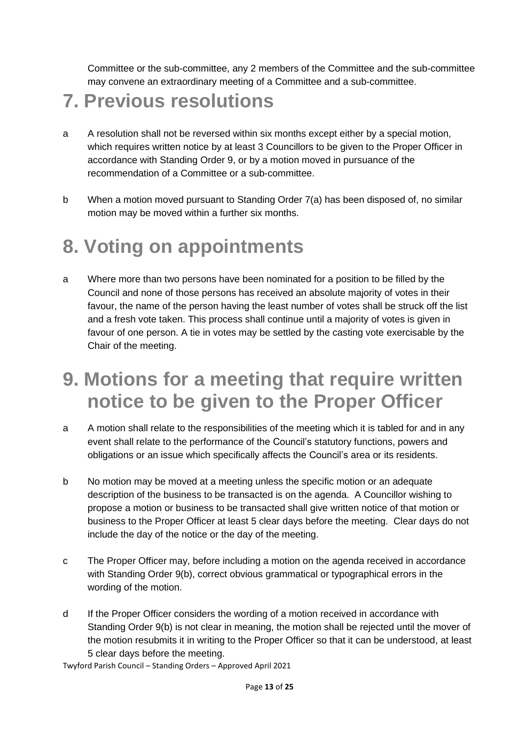Committee or the sub-committee, any 2 members of the Committee and the sub-committee may convene an extraordinary meeting of a Committee and a sub-committee.

# 7. Previous resolutions

a A resolution shall not be reversed within six months except either by a special motion, which requires written notice by at least 3 Councillors to be given to the Proper Officer in accordance with Standing Order 9, or by a motion moved in pursuance of the recommendation of a Committee or a sub-committee.

b When a motion moved pursuant to Standing Order 7(a) has been disposed of, no similar motion may be moved within a further six months.

# 8. Voting on appointments

a Where more than two persons have been nominated for a position to be filled by the Council and none of those persons has received an absolute majority of votes in their favour, the name of the person having the least number of votes shall be struck off the list and a fresh vote taken. This process shall continue until a majority of votes is given in favour of one person. A tie in votes may be settled by the casting vote exercisable by the Chair of the meeting.

# 9. Motions for a meeting that require written notice to be given to the Proper Officer

a A motion shall relate to the responsibilities of the meeting which it is tabled for and in any event shall relate to the performance of the Council's statutory functions, powers and obligations or an issue which specifically affects the Council's area or its residents.

b No motion may be moved at a meeting unless the specific motion or an adequate description of the business to be transacted is on the agenda. A Councillor wishing to propose a motion or business to be transacted shall give written notice of that motion or business to the Proper Officer at least 5 clear days before the meeting. Clear days do not include the day of the notice or the day of the meeting.

c The Proper Officer may, before including a motion on the agenda received in accordance with Standing Order 9(b), correct obvious grammatical or typographical errors in the wording of the motion.

d If the Proper Officer considers the wording of a motion received in accordance with Standing Order 9(b) is not clear in meaning, the motion shall be rejected until the mover of the motion resubmits it in writing to the Proper Officer so that it can be understood, at least 5 clear days before the meeting.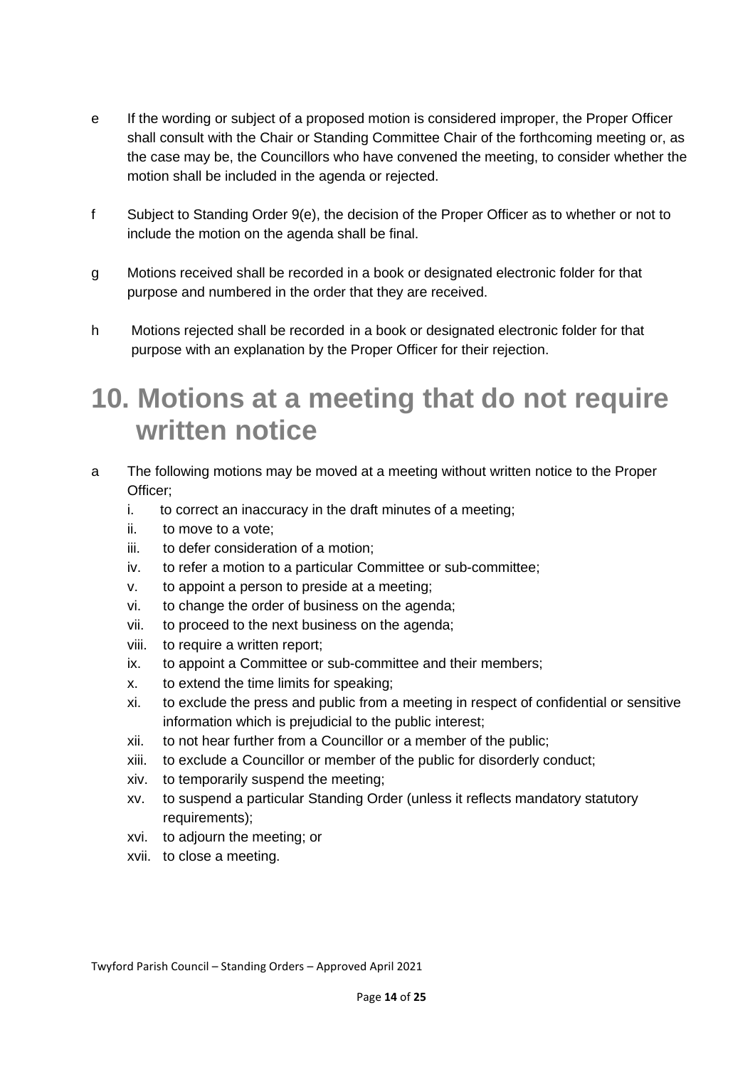e If the wording or subject of a proposed motion is considered improper, the Proper Officer shall consult with the Chair or Standing Committee Chair of the forthcoming meeting or, as the case may be, the Councillors who have convened the meeting, to consider whether the motion shall be included in the agenda or rejected.

f Subject to Standing Order 9(e), the decision of the Proper Officer as to whether or not to include the motion on the agenda shall be final.

g Motions received shall be recorded in a book or designated electronic folder for that purpose and numbered in the order that they are received.

h Motions rejected shall be recorded in a book or designated electronic folder for that purpose with an explanation by the Proper Officer for their rejection.

# 10. Motions at a meeting that do not require written notice

a The following motions may be moved at a meeting without written notice to the Proper Officer;

i. to correct an inaccuracy in the draft minutes of a meeting;
ii. to move to a vote;
iii. to defer consideration of a motion;
iv. to refer a motion to a particular Committee or sub-committee;
v. to appoint a person to preside at a meeting;
vi. to change the order of business on the agenda;
vii. to proceed to the next business on the agenda;
viii. to require a written report;
ix. to appoint a Committee or sub-committee and their members;
x. to extend the time limits for speaking;
xi. to exclude the press and public from a meeting in respect of confidential or sensitive information which is prejudicial to the public interest;
xii. to not hear further from a Councillor or a member of the public;
xiii. to exclude a Councillor or member of the public for disorderly conduct;
xiv. to temporarily suspend the meeting;
xv. to suspend a particular Standing Order (unless it reflects mandatory statutory requirements);
xvi. to adjourn the meeting; or
xvii. to close a meeting.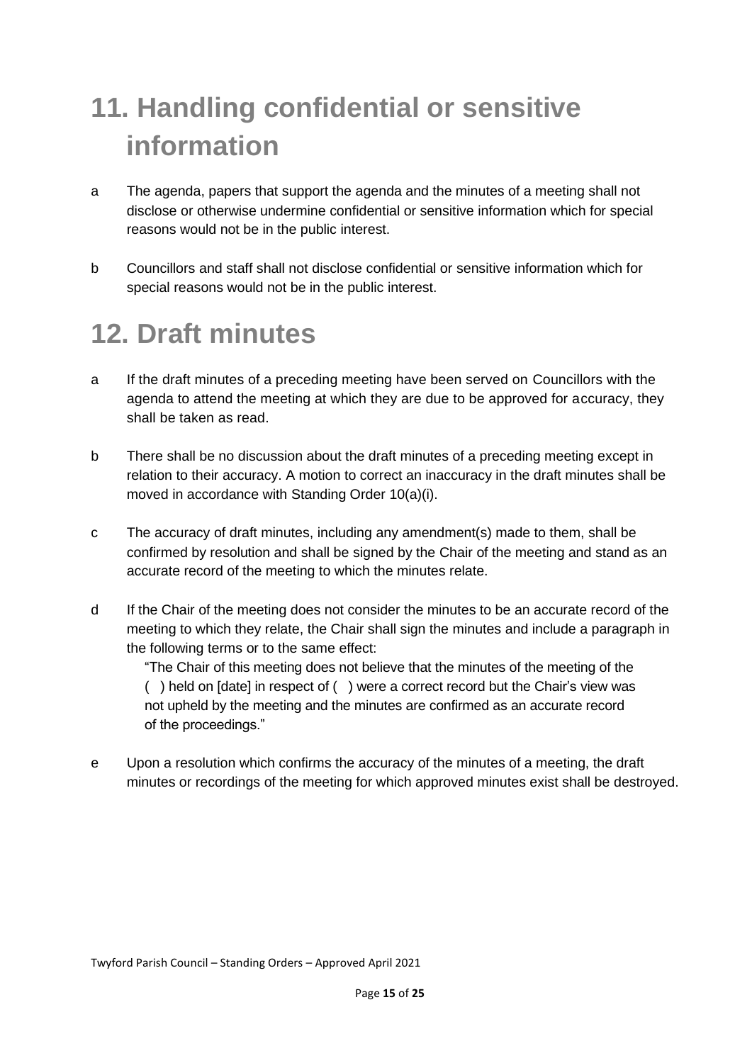# 11. Handling confidential or sensitive information

a The agenda, papers that support the agenda and the minutes of a meeting shall not disclose or otherwise undermine confidential or sensitive information which for special reasons would not be in the public interest.

b Councillors and staff shall not disclose confidential or sensitive information which for special reasons would not be in the public interest.

# 12. Draft minutes

a If the draft minutes of a preceding meeting have been served on Councillors with the agenda to attend the meeting at which they are due to be approved for accuracy, they shall be taken as read.

b There shall be no discussion about the draft minutes of a preceding meeting except in relation to their accuracy. A motion to correct an inaccuracy in the draft minutes shall be moved in accordance with Standing Order 10(a)(i).

c The accuracy of draft minutes, including any amendment(s) made to them, shall be confirmed by resolution and shall be signed by the Chair of the meeting and stand as an accurate record of the meeting to which the minutes relate.

d If the Chair of the meeting does not consider the minutes to be an accurate record of the meeting to which they relate, the Chair shall sign the minutes and include a paragraph in the following terms or to the same effect:

> "The Chair of this meeting does not believe that the minutes of the meeting of the ( ) held on [date] in respect of ( ) were a correct record but the Chair's view was not upheld by the meeting and the minutes are confirmed as an accurate record of the proceedings."

e Upon a resolution which confirms the accuracy of the minutes of a meeting, the draft minutes or recordings of the meeting for which approved minutes exist shall be destroyed.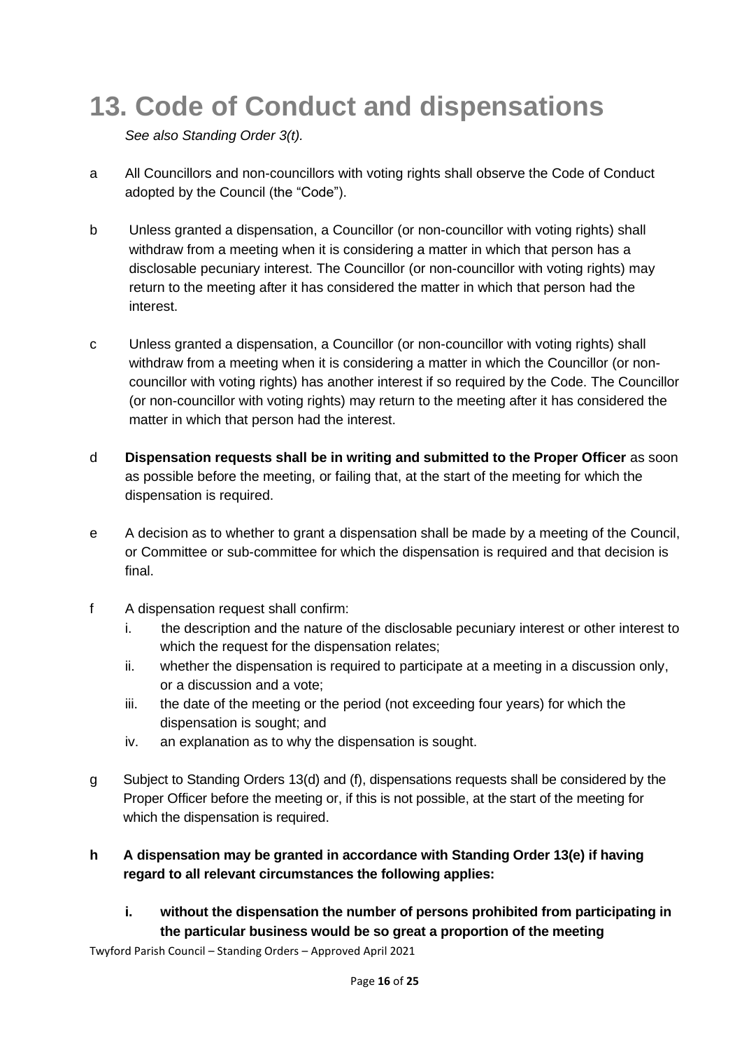# 13. Code of Conduct and dispensations

*See also Standing Order 3(t).*

a All Councillors and non-councillors with voting rights shall observe the Code of Conduct adopted by the Council (the "Code").

b Unless granted a dispensation, a Councillor (or non-councillor with voting rights) shall withdraw from a meeting when it is considering a matter in which that person has a disclosable pecuniary interest. The Councillor (or non-councillor with voting rights) may return to the meeting after it has considered the matter in which that person had the interest.

c Unless granted a dispensation, a Councillor (or non-councillor with voting rights) shall withdraw from a meeting when it is considering a matter in which the Councillor (or non-councillor with voting rights) has another interest if so required by the Code. The Councillor (or non-councillor with voting rights) may return to the meeting after it has considered the matter in which that person had the interest.

d **Dispensation requests shall be in writing and submitted to the Proper Officer** as soon as possible before the meeting, or failing that, at the start of the meeting for which the dispensation is required.

e A decision as to whether to grant a dispensation shall be made by a meeting of the Council, or Committee or sub-committee for which the dispensation is required and that decision is final.

f A dispensation request shall confirm:

   i. the description and the nature of the disclosable pecuniary interest or other interest to which the request for the dispensation relates;
   ii. whether the dispensation is required to participate at a meeting in a discussion only, or a discussion and a vote;
   iii. the date of the meeting or the period (not exceeding four years) for which the dispensation is sought; and
   iv. an explanation as to why the dispensation is sought.

g Subject to Standing Orders 13(d) and (f), dispensations requests shall be considered by the Proper Officer before the meeting or, if this is not possible, at the start of the meeting for which the dispensation is required.

**h A dispensation may be granted in accordance with Standing Order 13(e) if having regard to all relevant circumstances the following applies:**

   **i. without the dispensation the number of persons prohibited from participating in the particular business would be so great a proportion of the meeting**

Twyford Parish Council – Standing Orders – Approved April 2021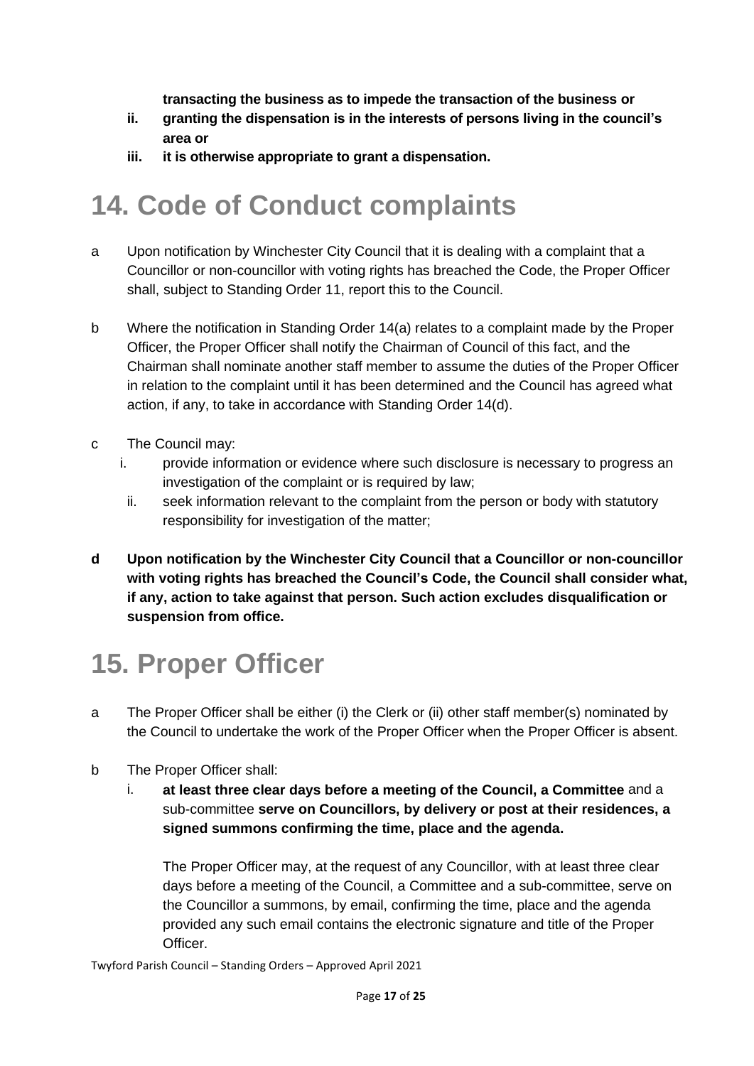**transacting the business as to impede the transaction of the business or**

- **ii. granting the dispensation is in the interests of persons living in the council's area or**
- **iii. it is otherwise appropriate to grant a dispensation.**

# 14. Code of Conduct complaints

a Upon notification by Winchester City Council that it is dealing with a complaint that a Councillor or non-councillor with voting rights has breached the Code, the Proper Officer shall, subject to Standing Order 11, report this to the Council.

b Where the notification in Standing Order 14(a) relates to a complaint made by the Proper Officer, the Proper Officer shall notify the Chairman of Council of this fact, and the Chairman shall nominate another staff member to assume the duties of the Proper Officer in relation to the complaint until it has been determined and the Council has agreed what action, if any, to take in accordance with Standing Order 14(d).

c The Council may:

- i. provide information or evidence where such disclosure is necessary to progress an investigation of the complaint or is required by law;
- ii. seek information relevant to the complaint from the person or body with statutory responsibility for investigation of the matter;

**d Upon notification by the Winchester City Council that a Councillor or non-councillor with voting rights has breached the Council's Code, the Council shall consider what, if any, action to take against that person. Such action excludes disqualification or suspension from office.**

# 15. Proper Officer

a The Proper Officer shall be either (i) the Clerk or (ii) other staff member(s) nominated by the Council to undertake the work of the Proper Officer when the Proper Officer is absent.

b The Proper Officer shall:

- i. **at least three clear days before a meeting of the Council, a Committee** and a sub-committee **serve on Councillors, by delivery or post at their residences, a signed summons confirming the time, place and the agenda.**

  The Proper Officer may, at the request of any Councillor, with at least three clear days before a meeting of the Council, a Committee and a sub-committee, serve on the Councillor a summons, by email, confirming the time, place and the agenda provided any such email contains the electronic signature and title of the Proper Officer.

Twyford Parish Council – Standing Orders – Approved April 2021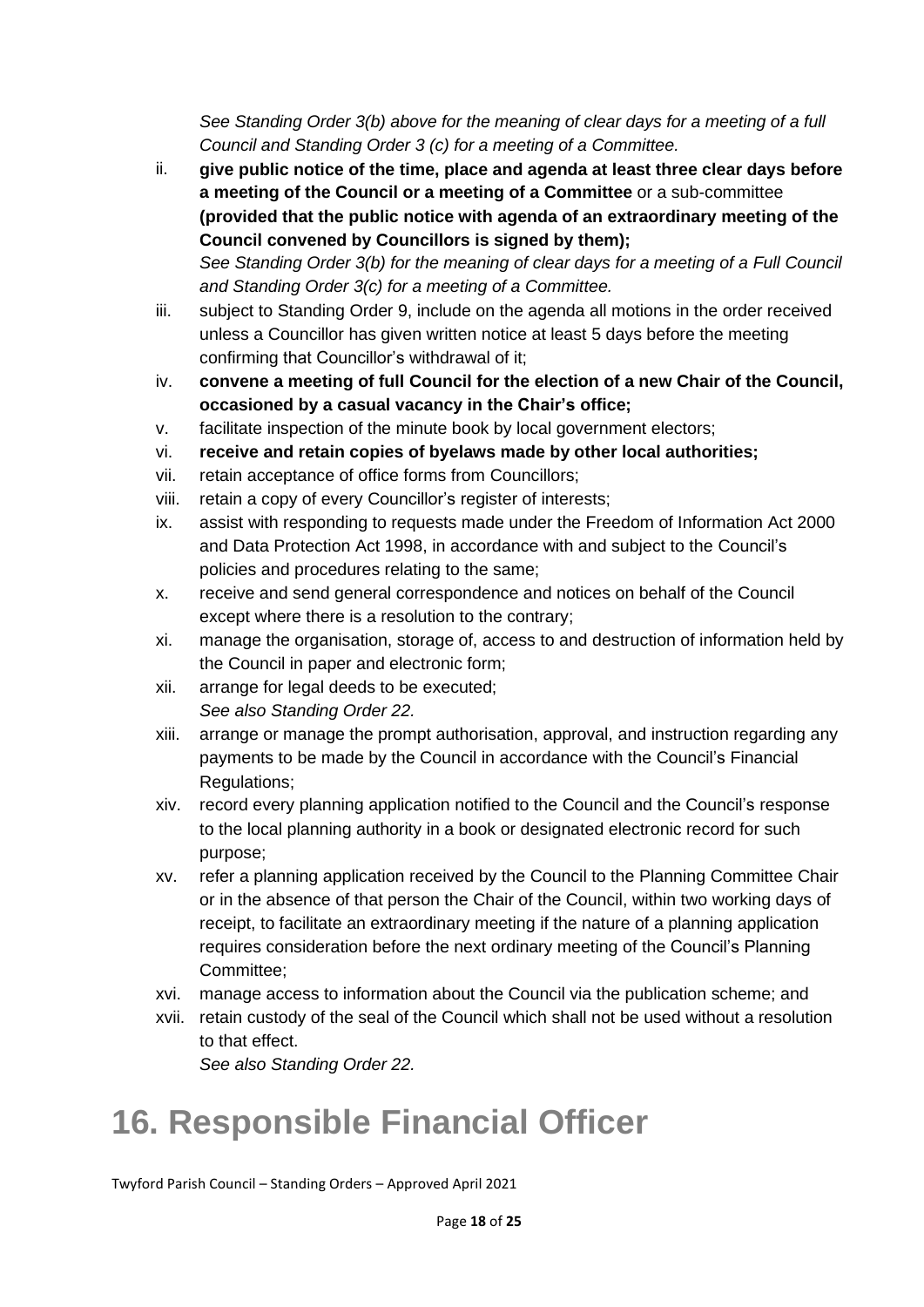*See Standing Order 3(b) above for the meaning of clear days for a meeting of a full Council and Standing Order 3 (c) for a meeting of a Committee.*

ii. **give public notice of the time, place and agenda at least three clear days before a meeting of the Council or a meeting of a Committee** or a sub-committee **(provided that the public notice with agenda of an extraordinary meeting of the Council convened by Councillors is signed by them);**
*See Standing Order 3(b) for the meaning of clear days for a meeting of a Full Council and Standing Order 3(c) for a meeting of a Committee.*

iii. subject to Standing Order 9, include on the agenda all motions in the order received unless a Councillor has given written notice at least 5 days before the meeting confirming that Councillor's withdrawal of it;

iv. **convene a meeting of full Council for the election of a new Chair of the Council, occasioned by a casual vacancy in the Chair's office;**

v. facilitate inspection of the minute book by local government electors;

vi. **receive and retain copies of byelaws made by other local authorities;**

vii. retain acceptance of office forms from Councillors;

viii. retain a copy of every Councillor's register of interests;

ix. assist with responding to requests made under the Freedom of Information Act 2000 and Data Protection Act 1998, in accordance with and subject to the Council's policies and procedures relating to the same;

x. receive and send general correspondence and notices on behalf of the Council except where there is a resolution to the contrary;

xi. manage the organisation, storage of, access to and destruction of information held by the Council in paper and electronic form;

xii. arrange for legal deeds to be executed;
*See also Standing Order 22.*

xiii. arrange or manage the prompt authorisation, approval, and instruction regarding any payments to be made by the Council in accordance with the Council's Financial Regulations;

xiv. record every planning application notified to the Council and the Council's response to the local planning authority in a book or designated electronic record for such purpose;

xv. refer a planning application received by the Council to the Planning Committee Chair or in the absence of that person the Chair of the Council, within two working days of receipt, to facilitate an extraordinary meeting if the nature of a planning application requires consideration before the next ordinary meeting of the Council's Planning Committee;

xvi. manage access to information about the Council via the publication scheme; and

xvii. retain custody of the seal of the Council which shall not be used without a resolution to that effect.
*See also Standing Order 22.*

# 16. Responsible Financial Officer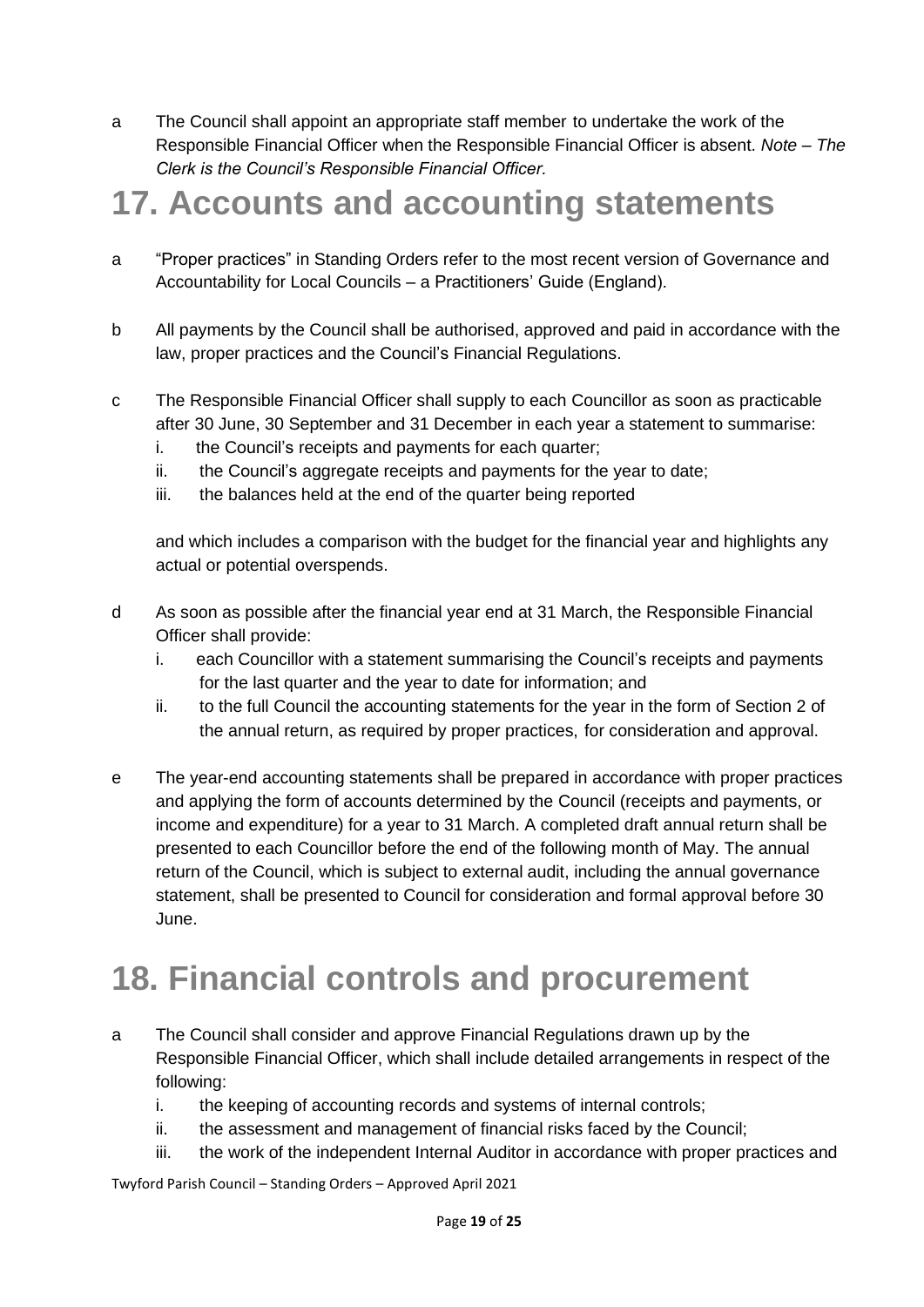a The Council shall appoint an appropriate staff member to undertake the work of the Responsible Financial Officer when the Responsible Financial Officer is absent. *Note – The Clerk is the Council's Responsible Financial Officer.*

# 17. Accounts and accounting statements

a "Proper practices" in Standing Orders refer to the most recent version of Governance and Accountability for Local Councils – a Practitioners' Guide (England).

b All payments by the Council shall be authorised, approved and paid in accordance with the law, proper practices and the Council's Financial Regulations.

c The Responsible Financial Officer shall supply to each Councillor as soon as practicable after 30 June, 30 September and 31 December in each year a statement to summarise:

   i. the Council's receipts and payments for each quarter;
   ii. the Council's aggregate receipts and payments for the year to date;
   iii. the balances held at the end of the quarter being reported

   and which includes a comparison with the budget for the financial year and highlights any actual or potential overspends.

d As soon as possible after the financial year end at 31 March, the Responsible Financial Officer shall provide:

   i. each Councillor with a statement summarising the Council's receipts and payments for the last quarter and the year to date for information; and
   ii. to the full Council the accounting statements for the year in the form of Section 2 of the annual return, as required by proper practices, for consideration and approval.

e The year-end accounting statements shall be prepared in accordance with proper practices and applying the form of accounts determined by the Council (receipts and payments, or income and expenditure) for a year to 31 March. A completed draft annual return shall be presented to each Councillor before the end of the following month of May. The annual return of the Council, which is subject to external audit, including the annual governance statement, shall be presented to Council for consideration and formal approval before 30 June.

# 18. Financial controls and procurement

a The Council shall consider and approve Financial Regulations drawn up by the Responsible Financial Officer, which shall include detailed arrangements in respect of the following:

   i. the keeping of accounting records and systems of internal controls;
   ii. the assessment and management of financial risks faced by the Council;
   iii. the work of the independent Internal Auditor in accordance with proper practices and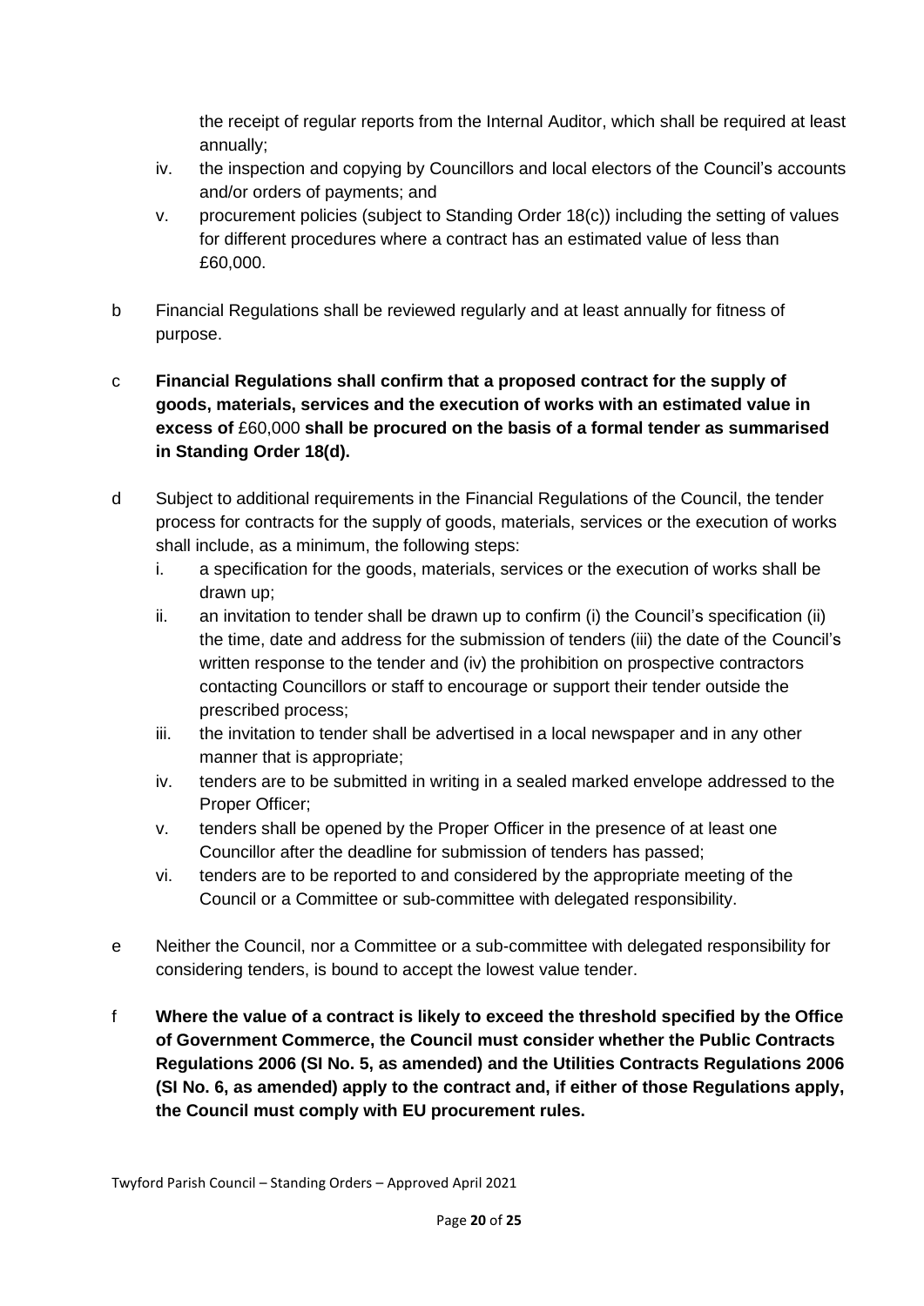the receipt of regular reports from the Internal Auditor, which shall be required at least annually;

iv. the inspection and copying by Councillors and local electors of the Council's accounts and/or orders of payments; and

v. procurement policies (subject to Standing Order 18(c)) including the setting of values for different procedures where a contract has an estimated value of less than £60,000.

b Financial Regulations shall be reviewed regularly and at least annually for fitness of purpose.

c **Financial Regulations shall confirm that a proposed contract for the supply of goods, materials, services and the execution of works with an estimated value in excess of** £60,000 **shall be procured on the basis of a formal tender as summarised in Standing Order 18(d).**

d Subject to additional requirements in the Financial Regulations of the Council, the tender process for contracts for the supply of goods, materials, services or the execution of works shall include, as a minimum, the following steps:

i. a specification for the goods, materials, services or the execution of works shall be drawn up;

ii. an invitation to tender shall be drawn up to confirm (i) the Council's specification (ii) the time, date and address for the submission of tenders (iii) the date of the Council's written response to the tender and (iv) the prohibition on prospective contractors contacting Councillors or staff to encourage or support their tender outside the prescribed process;

iii. the invitation to tender shall be advertised in a local newspaper and in any other manner that is appropriate;

iv. tenders are to be submitted in writing in a sealed marked envelope addressed to the Proper Officer;

v. tenders shall be opened by the Proper Officer in the presence of at least one Councillor after the deadline for submission of tenders has passed;

vi. tenders are to be reported to and considered by the appropriate meeting of the Council or a Committee or sub-committee with delegated responsibility.

e Neither the Council, nor a Committee or a sub-committee with delegated responsibility for considering tenders, is bound to accept the lowest value tender.

f **Where the value of a contract is likely to exceed the threshold specified by the Office of Government Commerce, the Council must consider whether the Public Contracts Regulations 2006 (SI No. 5, as amended) and the Utilities Contracts Regulations 2006 (SI No. 6, as amended) apply to the contract and, if either of those Regulations apply, the Council must comply with EU procurement rules.**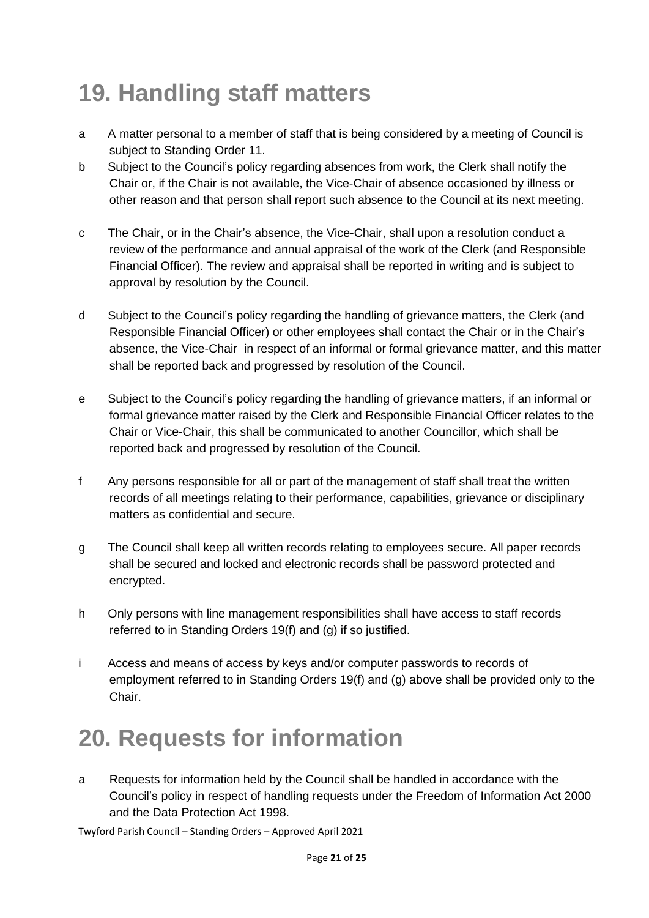# 19. Handling staff matters

a  A matter personal to a member of staff that is being considered by a meeting of Council is subject to Standing Order 11.

b  Subject to the Council's policy regarding absences from work, the Clerk shall notify the Chair or, if the Chair is not available, the Vice-Chair of absence occasioned by illness or other reason and that person shall report such absence to the Council at its next meeting.

c  The Chair, or in the Chair's absence, the Vice-Chair, shall upon a resolution conduct a review of the performance and annual appraisal of the work of the Clerk (and Responsible Financial Officer). The review and appraisal shall be reported in writing and is subject to approval by resolution by the Council.

d  Subject to the Council's policy regarding the handling of grievance matters, the Clerk (and Responsible Financial Officer) or other employees shall contact the Chair or in the Chair's absence, the Vice-Chair in respect of an informal or formal grievance matter, and this matter shall be reported back and progressed by resolution of the Council.

e  Subject to the Council's policy regarding the handling of grievance matters, if an informal or formal grievance matter raised by the Clerk and Responsible Financial Officer relates to the Chair or Vice-Chair, this shall be communicated to another Councillor, which shall be reported back and progressed by resolution of the Council.

f  Any persons responsible for all or part of the management of staff shall treat the written records of all meetings relating to their performance, capabilities, grievance or disciplinary matters as confidential and secure.

g  The Council shall keep all written records relating to employees secure. All paper records shall be secured and locked and electronic records shall be password protected and encrypted.

h  Only persons with line management responsibilities shall have access to staff records referred to in Standing Orders 19(f) and (g) if so justified.

i  Access and means of access by keys and/or computer passwords to records of employment referred to in Standing Orders 19(f) and (g) above shall be provided only to the Chair.

# 20. Requests for information

a  Requests for information held by the Council shall be handled in accordance with the Council's policy in respect of handling requests under the Freedom of Information Act 2000 and the Data Protection Act 1998.

Twyford Parish Council – Standing Orders – Approved April 2021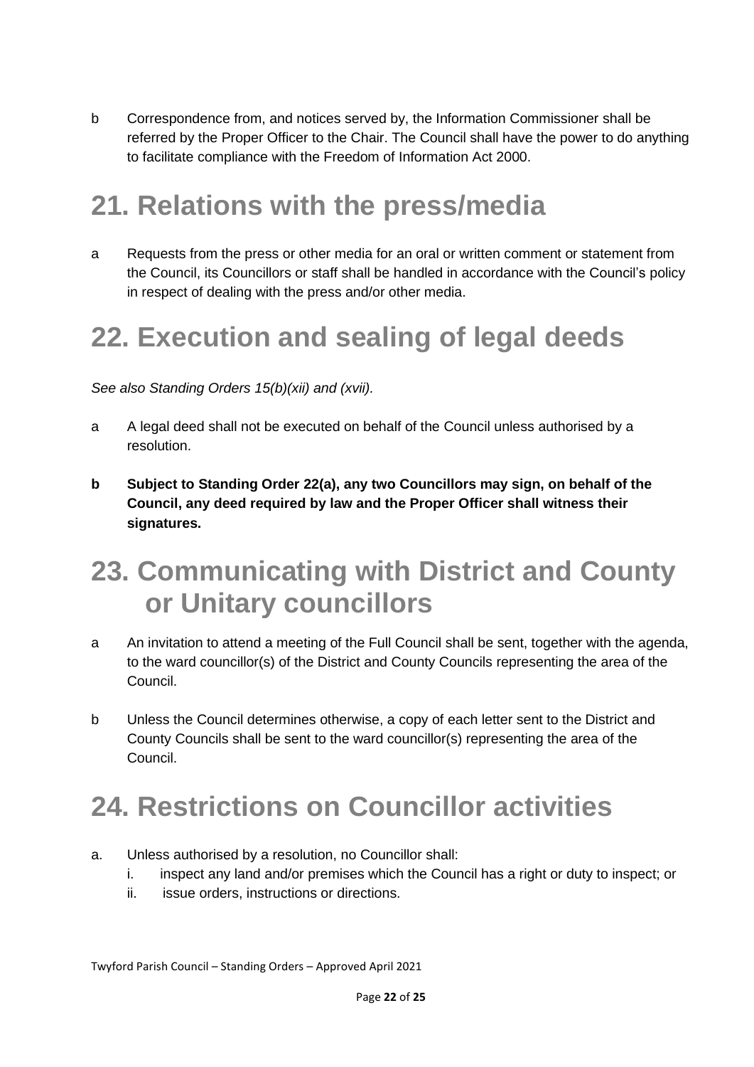b Correspondence from, and notices served by, the Information Commissioner shall be referred by the Proper Officer to the Chair. The Council shall have the power to do anything to facilitate compliance with the Freedom of Information Act 2000.

# 21. Relations with the press/media

a Requests from the press or other media for an oral or written comment or statement from the Council, its Councillors or staff shall be handled in accordance with the Council's policy in respect of dealing with the press and/or other media.

# 22. Execution and sealing of legal deeds

*See also Standing Orders 15(b)(xii) and (xvii).*

a A legal deed shall not be executed on behalf of the Council unless authorised by a resolution.

**b Subject to Standing Order 22(a), any two Councillors may sign, on behalf of the Council, any deed required by law and the Proper Officer shall witness their signatures.**

# 23. Communicating with District and County or Unitary councillors

a An invitation to attend a meeting of the Full Council shall be sent, together with the agenda, to the ward councillor(s) of the District and County Councils representing the area of the Council.

b Unless the Council determines otherwise, a copy of each letter sent to the District and County Councils shall be sent to the ward councillor(s) representing the area of the Council.

# 24. Restrictions on Councillor activities

a. Unless authorised by a resolution, no Councillor shall:
   i. inspect any land and/or premises which the Council has a right or duty to inspect; or
   ii. issue orders, instructions or directions.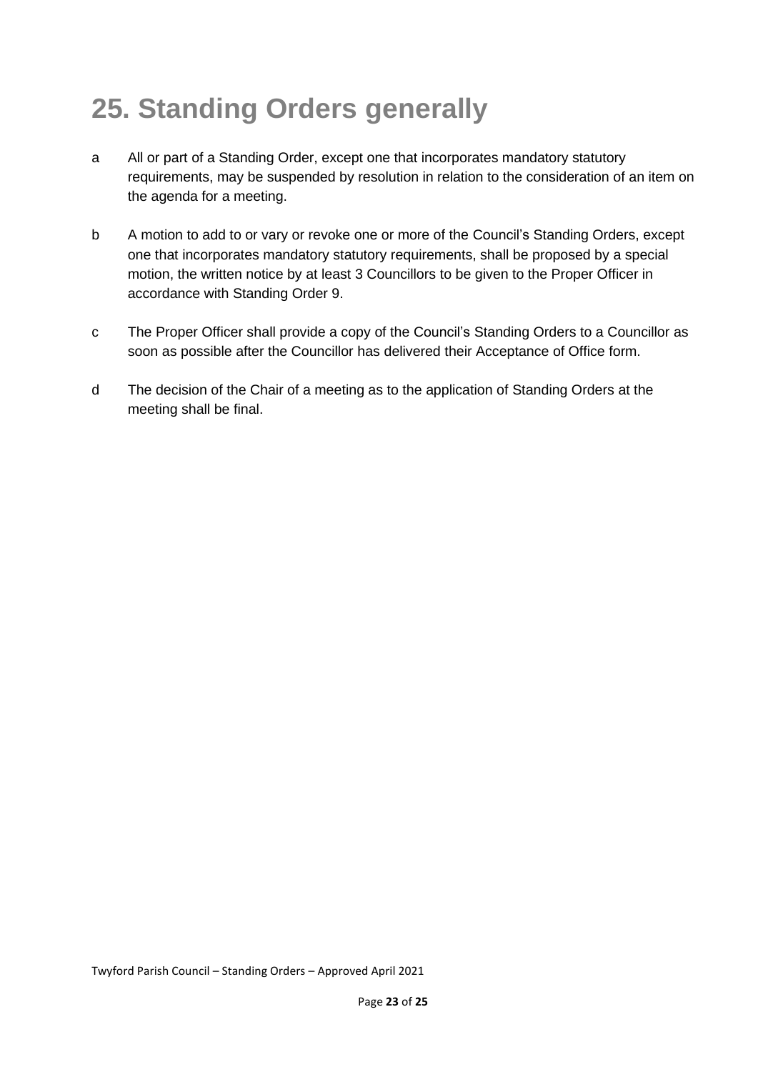# 25. Standing Orders generally

a All or part of a Standing Order, except one that incorporates mandatory statutory requirements, may be suspended by resolution in relation to the consideration of an item on the agenda for a meeting.

b A motion to add to or vary or revoke one or more of the Council's Standing Orders, except one that incorporates mandatory statutory requirements, shall be proposed by a special motion, the written notice by at least 3 Councillors to be given to the Proper Officer in accordance with Standing Order 9.

c The Proper Officer shall provide a copy of the Council's Standing Orders to a Councillor as soon as possible after the Councillor has delivered their Acceptance of Office form.

d The decision of the Chair of a meeting as to the application of Standing Orders at the meeting shall be final.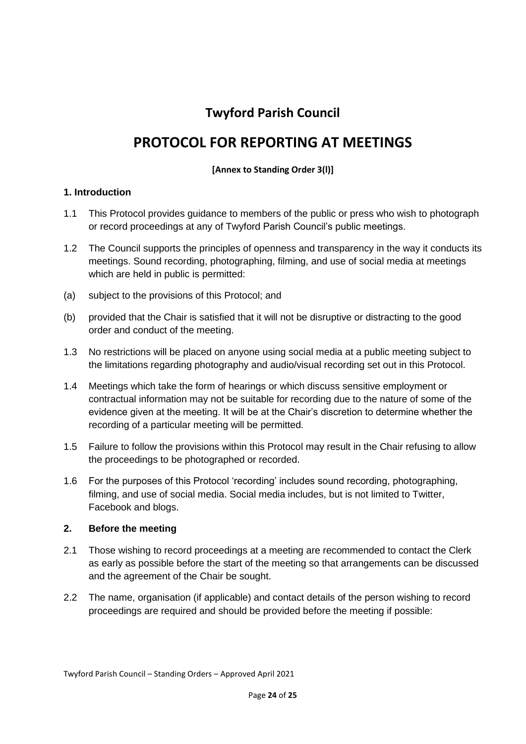# Twyford Parish Council

# PROTOCOL FOR REPORTING AT MEETINGS

**[Annex to Standing Order 3(l)]**

### 1. Introduction

1.1 This Protocol provides guidance to members of the public or press who wish to photograph or record proceedings at any of Twyford Parish Council's public meetings.

1.2 The Council supports the principles of openness and transparency in the way it conducts its meetings. Sound recording, photographing, filming, and use of social media at meetings which are held in public is permitted:

(a) subject to the provisions of this Protocol; and

(b) provided that the Chair is satisfied that it will not be disruptive or distracting to the good order and conduct of the meeting.

1.3 No restrictions will be placed on anyone using social media at a public meeting subject to the limitations regarding photography and audio/visual recording set out in this Protocol.

1.4 Meetings which take the form of hearings or which discuss sensitive employment or contractual information may not be suitable for recording due to the nature of some of the evidence given at the meeting. It will be at the Chair's discretion to determine whether the recording of a particular meeting will be permitted.

1.5 Failure to follow the provisions within this Protocol may result in the Chair refusing to allow the proceedings to be photographed or recorded.

1.6 For the purposes of this Protocol 'recording' includes sound recording, photographing, filming, and use of social media. Social media includes, but is not limited to Twitter, Facebook and blogs.

### 2. Before the meeting

2.1 Those wishing to record proceedings at a meeting are recommended to contact the Clerk as early as possible before the start of the meeting so that arrangements can be discussed and the agreement of the Chair be sought.

2.2 The name, organisation (if applicable) and contact details of the person wishing to record proceedings are required and should be provided before the meeting if possible: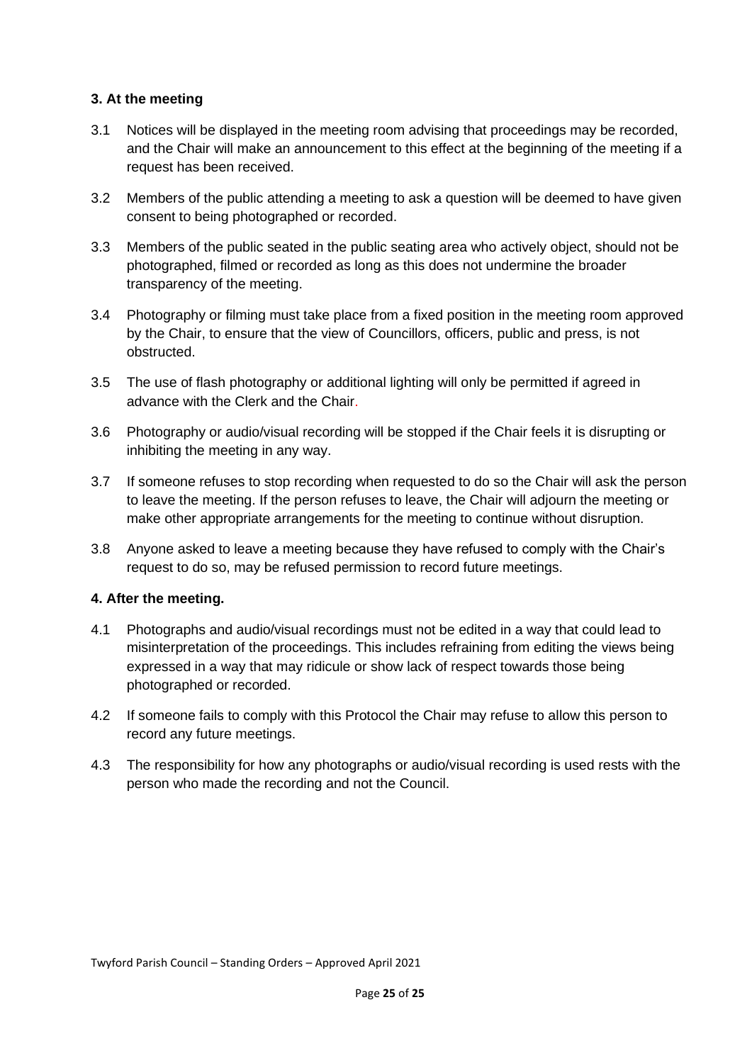### 3. At the meeting

3.1 Notices will be displayed in the meeting room advising that proceedings may be recorded, and the Chair will make an announcement to this effect at the beginning of the meeting if a request has been received.

3.2 Members of the public attending a meeting to ask a question will be deemed to have given consent to being photographed or recorded.

3.3 Members of the public seated in the public seating area who actively object, should not be photographed, filmed or recorded as long as this does not undermine the broader transparency of the meeting.

3.4 Photography or filming must take place from a fixed position in the meeting room approved by the Chair, to ensure that the view of Councillors, officers, public and press, is not obstructed.

3.5 The use of flash photography or additional lighting will only be permitted if agreed in advance with the Clerk and the Chair.

3.6 Photography or audio/visual recording will be stopped if the Chair feels it is disrupting or inhibiting the meeting in any way.

3.7 If someone refuses to stop recording when requested to do so the Chair will ask the person to leave the meeting. If the person refuses to leave, the Chair will adjourn the meeting or make other appropriate arrangements for the meeting to continue without disruption.

3.8 Anyone asked to leave a meeting because they have refused to comply with the Chair's request to do so, may be refused permission to record future meetings.

### 4. After the meeting.

4.1 Photographs and audio/visual recordings must not be edited in a way that could lead to misinterpretation of the proceedings. This includes refraining from editing the views being expressed in a way that may ridicule or show lack of respect towards those being photographed or recorded.

4.2 If someone fails to comply with this Protocol the Chair may refuse to allow this person to record any future meetings.

4.3 The responsibility for how any photographs or audio/visual recording is used rests with the person who made the recording and not the Council.